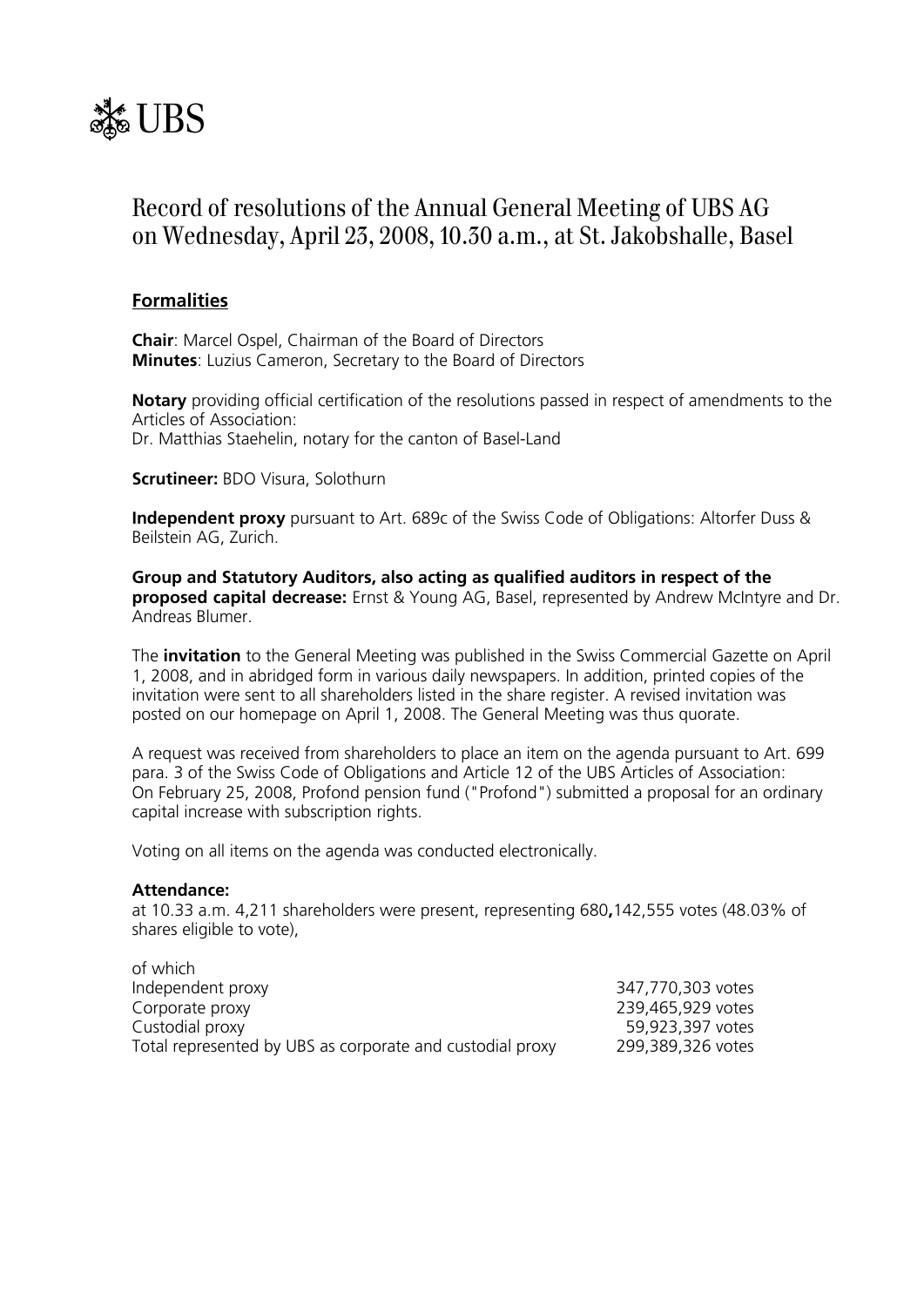UBS

# Record of resolutions of the Annual General Meeting of UBS AG on Wednesday, April 23, 2008, 10.30 a.m., at St. Jakobshalle, Basel

## Formalities

**Chair**: Marcel Ospel, Chairman of the Board of Directors
**Minutes**: Luzius Cameron, Secretary to the Board of Directors

**Notary** providing official certification of the resolutions passed in respect of amendments to the Articles of Association:
Dr. Matthias Staehelin, notary for the canton of Basel-Land

**Scrutineer:** BDO Visura, Solothurn

**Independent proxy** pursuant to Art. 689c of the Swiss Code of Obligations: Altorfer Duss & Beilstein AG, Zurich.

**Group and Statutory Auditors, also acting as qualified auditors in respect of the proposed capital decrease:** Ernst & Young AG, Basel, represented by Andrew McIntyre and Dr. Andreas Blumer.

The **invitation** to the General Meeting was published in the Swiss Commercial Gazette on April 1, 2008, and in abridged form in various daily newspapers. In addition, printed copies of the invitation were sent to all shareholders listed in the share register. A revised invitation was posted on our homepage on April 1, 2008. The General Meeting was thus quorate.

A request was received from shareholders to place an item on the agenda pursuant to Art. 699 para. 3 of the Swiss Code of Obligations and Article 12 of the UBS Articles of Association: On February 25, 2008, Profond pension fund ("Profond") submitted a proposal for an ordinary capital increase with subscription rights.

Voting on all items on the agenda was conducted electronically.

**Attendance:**
at 10.33 a.m. 4,211 shareholders were present, representing 680**,**142,555 votes (48.03% of shares eligible to vote),

| of which | |
|---|---|
| Independent proxy | 347,770,303 votes |
| Corporate proxy | 239,465,929 votes |
| Custodial proxy | 59,923,397 votes |
| Total represented by UBS as corporate and custodial proxy | 299,389,326 votes |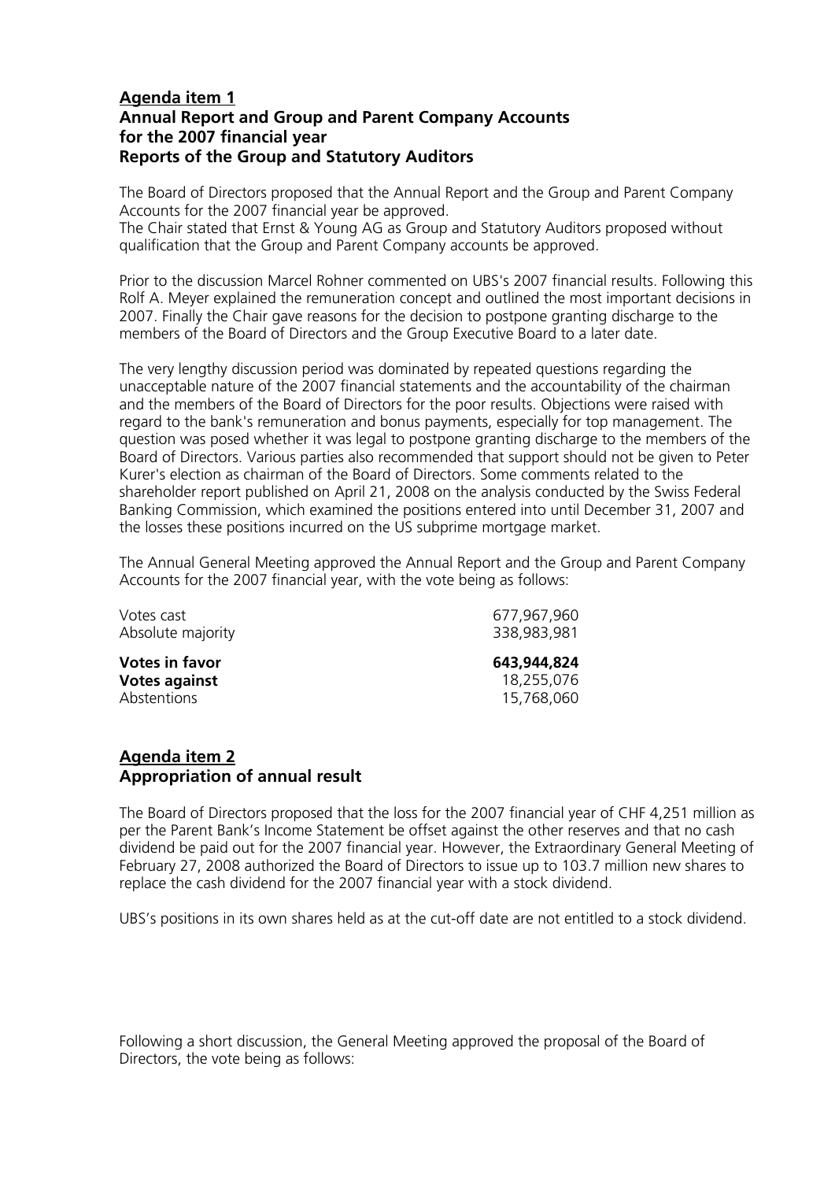## Agenda item 1
### Annual Report and Group and Parent Company Accounts for the 2007 financial year
### Reports of the Group and Statutory Auditors

The Board of Directors proposed that the Annual Report and the Group and Parent Company Accounts for the 2007 financial year be approved.
The Chair stated that Ernst & Young AG as Group and Statutory Auditors proposed without qualification that the Group and Parent Company accounts be approved.

Prior to the discussion Marcel Rohner commented on UBS's 2007 financial results. Following this Rolf A. Meyer explained the remuneration concept and outlined the most important decisions in 2007. Finally the Chair gave reasons for the decision to postpone granting discharge to the members of the Board of Directors and the Group Executive Board to a later date.

The very lengthy discussion period was dominated by repeated questions regarding the unacceptable nature of the 2007 financial statements and the accountability of the chairman and the members of the Board of Directors for the poor results. Objections were raised with regard to the bank's remuneration and bonus payments, especially for top management. The question was posed whether it was legal to postpone granting discharge to the members of the Board of Directors. Various parties also recommended that support should not be given to Peter Kurer's election as chairman of the Board of Directors. Some comments related to the shareholder report published on April 21, 2008 on the analysis conducted by the Swiss Federal Banking Commission, which examined the positions entered into until December 31, 2007 and the losses these positions incurred on the US subprime mortgage market.

The Annual General Meeting approved the Annual Report and the Group and Parent Company Accounts for the 2007 financial year, with the vote being as follows:

| | |
|---|---|
| Votes cast | 677,967,960 |
| Absolute majority | 338,983,981 |
| **Votes in favor** | **643,944,824** |
| **Votes against** | 18,255,076 |
| Abstentions | 15,768,060 |

## Agenda item 2
### Appropriation of annual result

The Board of Directors proposed that the loss for the 2007 financial year of CHF 4,251 million as per the Parent Bank's Income Statement be offset against the other reserves and that no cash dividend be paid out for the 2007 financial year. However, the Extraordinary General Meeting of February 27, 2008 authorized the Board of Directors to issue up to 103.7 million new shares to replace the cash dividend for the 2007 financial year with a stock dividend.

UBS's positions in its own shares held as at the cut-off date are not entitled to a stock dividend.

Following a short discussion, the General Meeting approved the proposal of the Board of Directors, the vote being as follows: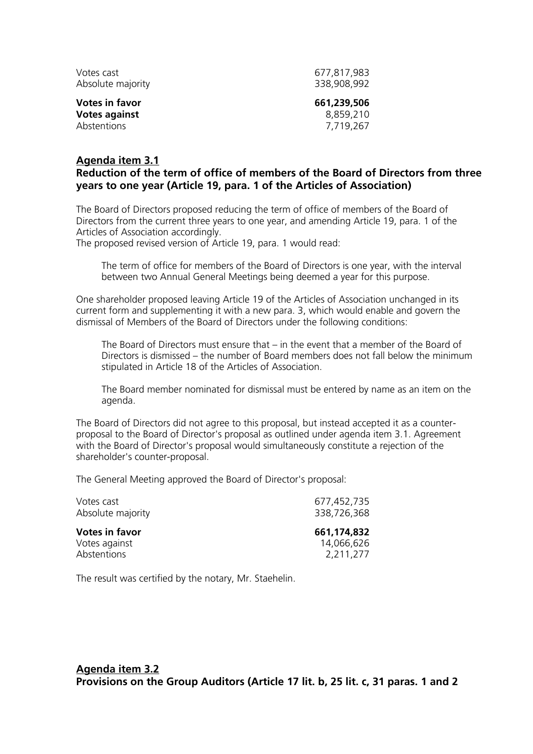| | |
|---|---|
| Votes cast | 677,817,983 |
| Absolute majority | 338,908,992 |
| **Votes in favor** | **661,239,506** |
| **Votes against** | 8,859,210 |
| Abstentions | 7,719,267 |

## Agenda item 3.1

### Reduction of the term of office of members of the Board of Directors from three years to one year (Article 19, para. 1 of the Articles of Association)

The Board of Directors proposed reducing the term of office of members of the Board of Directors from the current three years to one year, and amending Article 19, para. 1 of the Articles of Association accordingly.
The proposed revised version of Article 19, para. 1 would read:

> The term of office for members of the Board of Directors is one year, with the interval between two Annual General Meetings being deemed a year for this purpose.

One shareholder proposed leaving Article 19 of the Articles of Association unchanged in its current form and supplementing it with a new para. 3, which would enable and govern the dismissal of Members of the Board of Directors under the following conditions:

> The Board of Directors must ensure that – in the event that a member of the Board of Directors is dismissed – the number of Board members does not fall below the minimum stipulated in Article 18 of the Articles of Association.
>
> The Board member nominated for dismissal must be entered by name as an item on the agenda.

The Board of Directors did not agree to this proposal, but instead accepted it as a counter-proposal to the Board of Director's proposal as outlined under agenda item 3.1. Agreement with the Board of Director's proposal would simultaneously constitute a rejection of the shareholder's counter-proposal.

The General Meeting approved the Board of Director's proposal:

| | |
|---|---|
| Votes cast | 677,452,735 |
| Absolute majority | 338,726,368 |
| **Votes in favor** | **661,174,832** |
| Votes against | 14,066,626 |
| Abstentions | 2,211,277 |

The result was certified by the notary, Mr. Staehelin.

## Agenda item 3.2

### Provisions on the Group Auditors (Article 17 lit. b, 25 lit. c, 31 paras. 1 and 2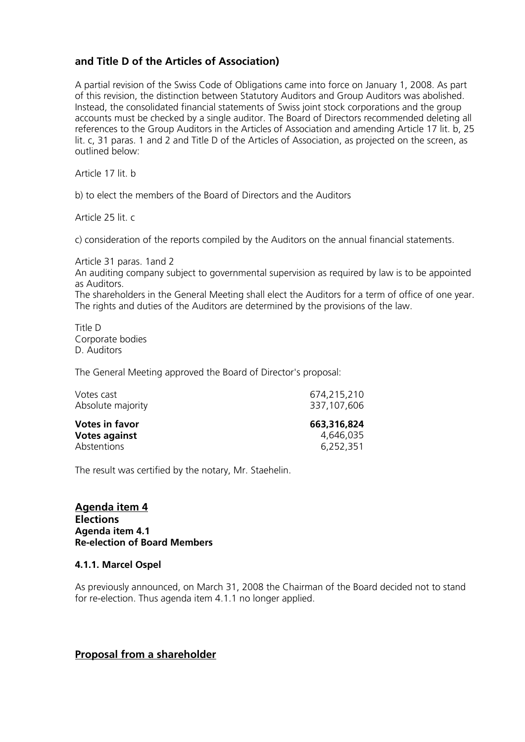### and Title D of the Articles of Association)

A partial revision of the Swiss Code of Obligations came into force on January 1, 2008. As part of this revision, the distinction between Statutory Auditors and Group Auditors was abolished. Instead, the consolidated financial statements of Swiss joint stock corporations and the group accounts must be checked by a single auditor. The Board of Directors recommended deleting all references to the Group Auditors in the Articles of Association and amending Article 17 lit. b, 25 lit. c, 31 paras. 1 and 2 and Title D of the Articles of Association, as projected on the screen, as outlined below:

Article 17 lit. b

b) to elect the members of the Board of Directors and the Auditors

Article 25 lit. c

c) consideration of the reports compiled by the Auditors on the annual financial statements.

Article 31 paras. 1and 2
An auditing company subject to governmental supervision as required by law is to be appointed as Auditors.
The shareholders in the General Meeting shall elect the Auditors for a term of office of one year. The rights and duties of the Auditors are determined by the provisions of the law.

Title D
Corporate bodies
D. Auditors

The General Meeting approved the Board of Director's proposal:

| | |
|---|---|
| Votes cast | 674,215,210 |
| Absolute majority | 337,107,606 |
| **Votes in favor** | **663,316,824** |
| **Votes against** | 4,646,035 |
| Abstentions | 6,252,351 |

The result was certified by the notary, Mr. Staehelin.

## Agenda item 4
### Elections
### Agenda item 4.1
### Re-election of Board Members

#### 4.1.1. Marcel Ospel

As previously announced, on March 31, 2008 the Chairman of the Board decided not to stand for re-election. Thus agenda item 4.1.1 no longer applied.

## Proposal from a shareholder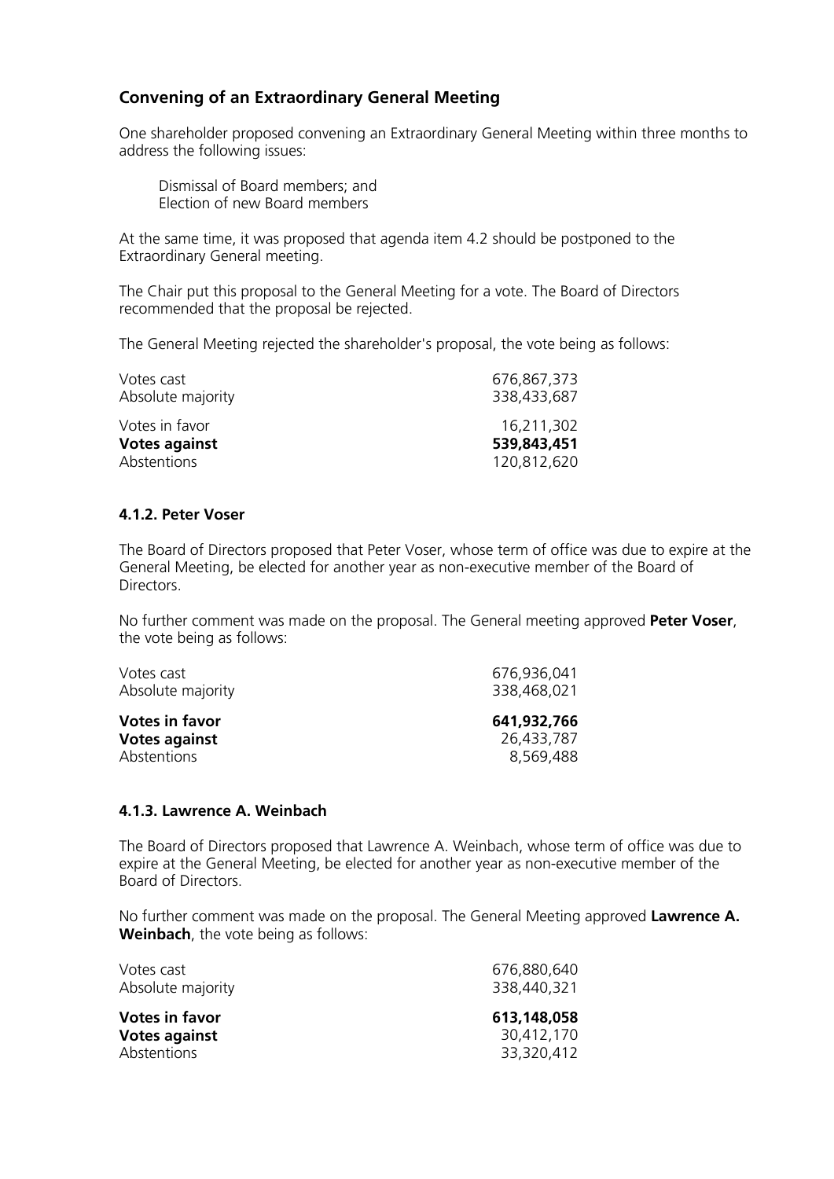## Convening of an Extraordinary General Meeting

One shareholder proposed convening an Extraordinary General Meeting within three months to address the following issues:

Dismissal of Board members; and
Election of new Board members

At the same time, it was proposed that agenda item 4.2 should be postponed to the Extraordinary General meeting.

The Chair put this proposal to the General Meeting for a vote. The Board of Directors recommended that the proposal be rejected.

The General Meeting rejected the shareholder's proposal, the vote being as follows:

| | |
|---|---|
| Votes cast | 676,867,373 |
| Absolute majority | 338,433,687 |
| Votes in favor | 16,211,302 |
| **Votes against** | **539,843,451** |
| Abstentions | 120,812,620 |

### 4.1.2. Peter Voser

The Board of Directors proposed that Peter Voser, whose term of office was due to expire at the General Meeting, be elected for another year as non-executive member of the Board of Directors.

No further comment was made on the proposal. The General meeting approved **Peter Voser**, the vote being as follows:

| | |
|---|---|
| Votes cast | 676,936,041 |
| Absolute majority | 338,468,021 |
| **Votes in favor** | **641,932,766** |
| **Votes against** | 26,433,787 |
| Abstentions | 8,569,488 |

### 4.1.3. Lawrence A. Weinbach

The Board of Directors proposed that Lawrence A. Weinbach, whose term of office was due to expire at the General Meeting, be elected for another year as non-executive member of the Board of Directors.

No further comment was made on the proposal. The General Meeting approved **Lawrence A. Weinbach**, the vote being as follows:

| | |
|---|---|
| Votes cast | 676,880,640 |
| Absolute majority | 338,440,321 |
| **Votes in favor** | **613,148,058** |
| **Votes against** | 30,412,170 |
| Abstentions | 33,320,412 |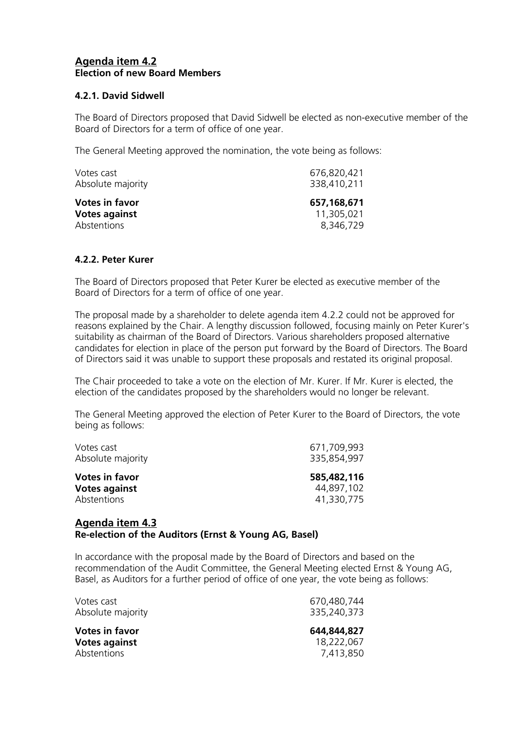## Agenda item 4.2

**Election of new Board Members**

### 4.2.1. David Sidwell

The Board of Directors proposed that David Sidwell be elected as non-executive member of the Board of Directors for a term of office of one year.

The General Meeting approved the nomination, the vote being as follows:

| | |
|---|---|
| Votes cast | 676,820,421 |
| Absolute majority | 338,410,211 |
| **Votes in favor** | **657,168,671** |
| **Votes against** | 11,305,021 |
| Abstentions | 8,346,729 |

### 4.2.2. Peter Kurer

The Board of Directors proposed that Peter Kurer be elected as executive member of the Board of Directors for a term of office of one year.

The proposal made by a shareholder to delete agenda item 4.2.2 could not be approved for reasons explained by the Chair. A lengthy discussion followed, focusing mainly on Peter Kurer's suitability as chairman of the Board of Directors. Various shareholders proposed alternative candidates for election in place of the person put forward by the Board of Directors. The Board of Directors said it was unable to support these proposals and restated its original proposal.

The Chair proceeded to take a vote on the election of Mr. Kurer. If Mr. Kurer is elected, the election of the candidates proposed by the shareholders would no longer be relevant.

The General Meeting approved the election of Peter Kurer to the Board of Directors, the vote being as follows:

| | |
|---|---|
| Votes cast | 671,709,993 |
| Absolute majority | 335,854,997 |
| **Votes in favor** | **585,482,116** |
| **Votes against** | 44,897,102 |
| Abstentions | 41,330,775 |

## Agenda item 4.3

**Re-election of the Auditors (Ernst & Young AG, Basel)**

In accordance with the proposal made by the Board of Directors and based on the recommendation of the Audit Committee, the General Meeting elected Ernst & Young AG, Basel, as Auditors for a further period of office of one year, the vote being as follows:

| | |
|---|---|
| Votes cast | 670,480,744 |
| Absolute majority | 335,240,373 |
| **Votes in favor** | **644,844,827** |
| **Votes against** | 18,222,067 |
| Abstentions | 7,413,850 |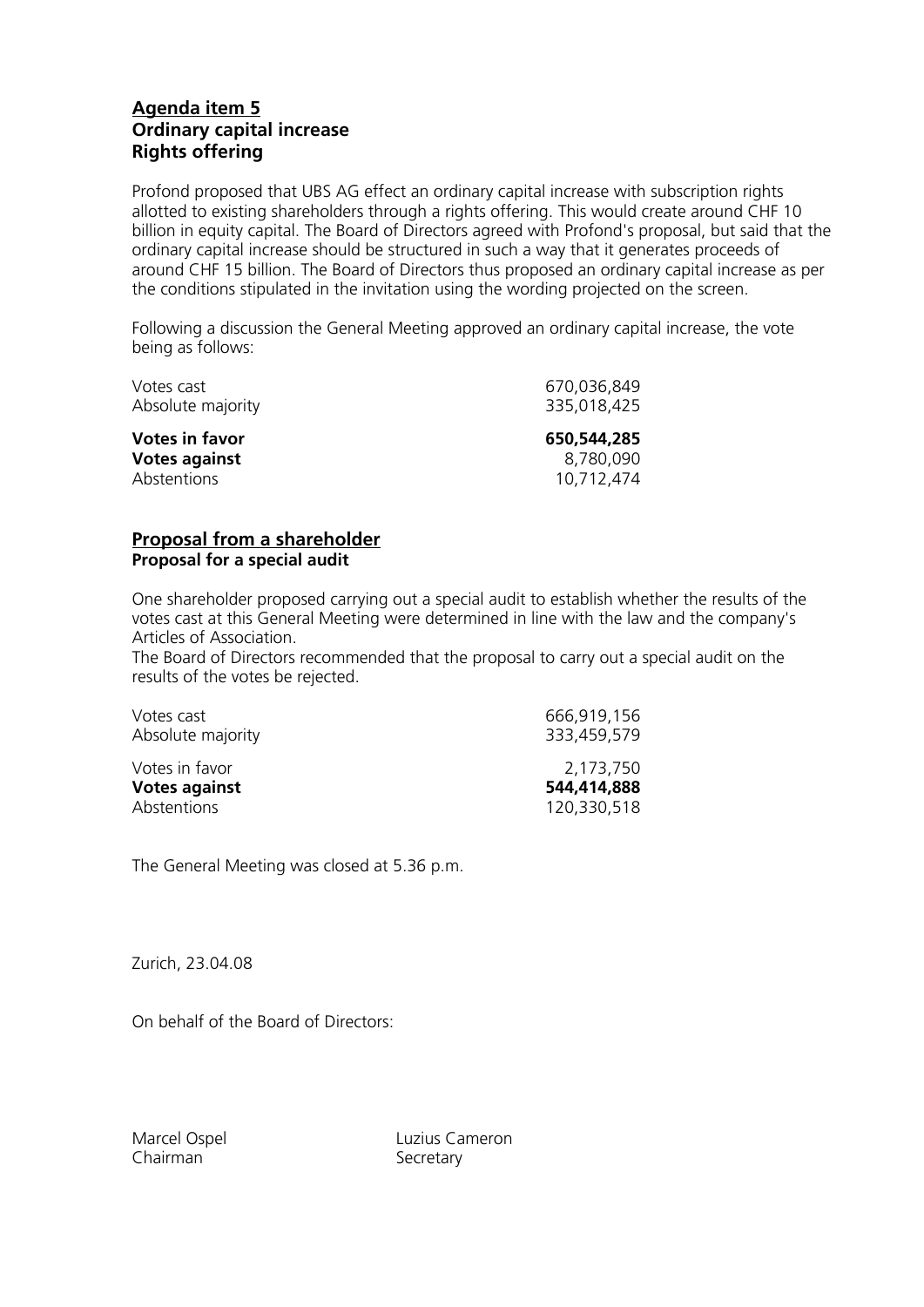**Agenda item 5**
**Ordinary capital increase**
**Rights offering**

Profond proposed that UBS AG effect an ordinary capital increase with subscription rights allotted to existing shareholders through a rights offering. This would create around CHF 10 billion in equity capital. The Board of Directors agreed with Profond's proposal, but said that the ordinary capital increase should be structured in such a way that it generates proceeds of around CHF 15 billion. The Board of Directors thus proposed an ordinary capital increase as per the conditions stipulated in the invitation using the wording projected on the screen.

Following a discussion the General Meeting approved an ordinary capital increase, the vote being as follows:

| | |
|---|---|
| Votes cast | 670,036,849 |
| Absolute majority | 335,018,425 |
| **Votes in favor** | **650,544,285** |
| **Votes against** | 8,780,090 |
| Abstentions | 10,712,474 |

**Proposal from a shareholder**
**Proposal for a special audit**

One shareholder proposed carrying out a special audit to establish whether the results of the votes cast at this General Meeting were determined in line with the law and the company's Articles of Association.
The Board of Directors recommended that the proposal to carry out a special audit on the results of the votes be rejected.

| | |
|---|---|
| Votes cast | 666,919,156 |
| Absolute majority | 333,459,579 |
| Votes in favor | 2,173,750 |
| **Votes against** | **544,414,888** |
| Abstentions | 120,330,518 |

The General Meeting was closed at 5.36 p.m.

Zurich, 23.04.08

On behalf of the Board of Directors:

Marcel Ospel
Chairman

Luzius Cameron
Secretary